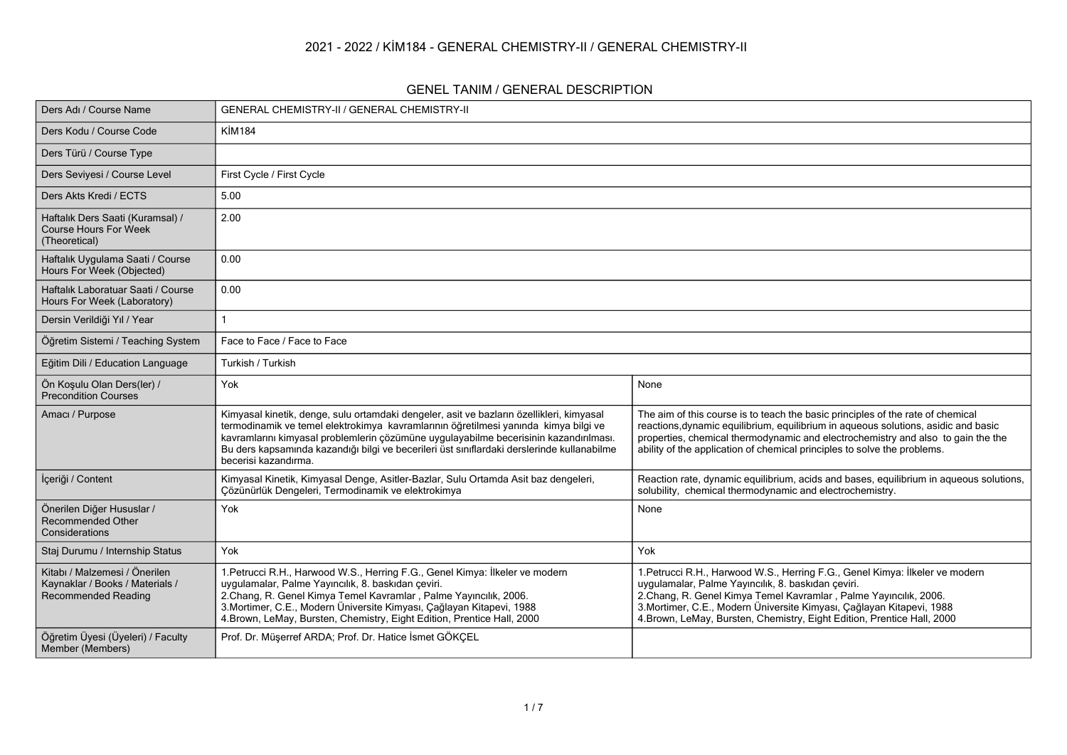# 2021 - 2022 / KİM184 - GENERAL CHEMISTRY-II / GENERAL CHEMISTRY-II

## GENEL TANIM / GENERAL DESCRIPTION

| | | |
|---|---|---|
| Ders Adı / Course Name | GENERAL CHEMISTRY-II / GENERAL CHEMISTRY-II | |
| Ders Kodu / Course Code | KİM184 | |
| Ders Türü / Course Type | | |
| Ders Seviyesi / Course Level | First Cycle / First Cycle | |
| Ders Akts Kredi / ECTS | 5.00 | |
| Haftalık Ders Saati (Kuramsal) / Course Hours For Week (Theoretical) | 2.00 | |
| Haftalık Uygulama Saati / Course Hours For Week (Objected) | 0.00 | |
| Haftalık Laboratuar Saati / Course Hours For Week (Laboratory) | 0.00 | |
| Dersin Verildiği Yıl / Year | 1 | |
| Öğretim Sistemi / Teaching System | Face to Face / Face to Face | |
| Eğitim Dili / Education Language | Turkish / Turkish | |
| Ön Koşulu Olan Ders(ler) / Precondition Courses | Yok | None |
| Amacı / Purpose | Kimyasal kinetik, denge, sulu ortamdaki dengeler, asit ve bazların özellikleri, kimyasal termodinamik ve temel elektrokimya kavramlarının öğretilmesi yanında kimya bilgi ve kavramlarını kimyasal problemlerin çözümüne uygulayabilme becerisinin kazandırılması. Bu ders kapsamında kazandığı bilgi ve becerileri üst sınıflardaki derslerinde kullanabilme becerisi kazandırma. | The aim of this course is to teach the basic principles of the rate of chemical reactions,dynamic equilibrium, equilibrium in aqueous solutions, asidic and basic properties, chemical thermodynamic and electrochemistry and also to gain the the ability of the application of chemical principles to solve the problems. |
| İçeriği / Content | Kimyasal Kinetik, Kimyasal Denge, Asitler-Bazlar, Sulu Ortamda Asit baz dengeleri, Çözünürlük Dengeleri, Termodinamik ve elektrokimya | Reaction rate, dynamic equilibrium, acids and bases, equilibrium in aqueous solutions, solubility, chemical thermodynamic and electrochemistry. |
| Önerilen Diğer Hususlar / Recommended Other Considerations | Yok | None |
| Staj Durumu / Internship Status | Yok | Yok |
| Kitabı / Malzemesi / Önerilen Kaynaklar / Books / Materials / Recommended Reading | 1.Petrucci R.H., Harwood W.S., Herring F.G., Genel Kimya: İlkeler ve modern uygulamalar, Palme Yayıncılık, 8. baskıdan çeviri.<br>2.Chang, R. Genel Kimya Temel Kavramlar , Palme Yayıncılık, 2006.<br>3.Mortimer, C.E., Modern Üniversite Kimyası, Çağlayan Kitapevi, 1988<br>4.Brown, LeMay, Bursten, Chemistry, Eight Edition, Prentice Hall, 2000 | 1.Petrucci R.H., Harwood W.S., Herring F.G., Genel Kimya: İlkeler ve modern uygulamalar, Palme Yayıncılık, 8. baskıdan çeviri.<br>2.Chang, R. Genel Kimya Temel Kavramlar , Palme Yayıncılık, 2006.<br>3.Mortimer, C.E., Modern Üniversite Kimyası, Çağlayan Kitapevi, 1988<br>4.Brown, LeMay, Bursten, Chemistry, Eight Edition, Prentice Hall, 2000 |
| Öğretim Üyesi (Üyeleri) / Faculty Member (Members) | Prof. Dr. Müşerref ARDA; Prof. Dr. Hatice İsmet GÖKÇEL | |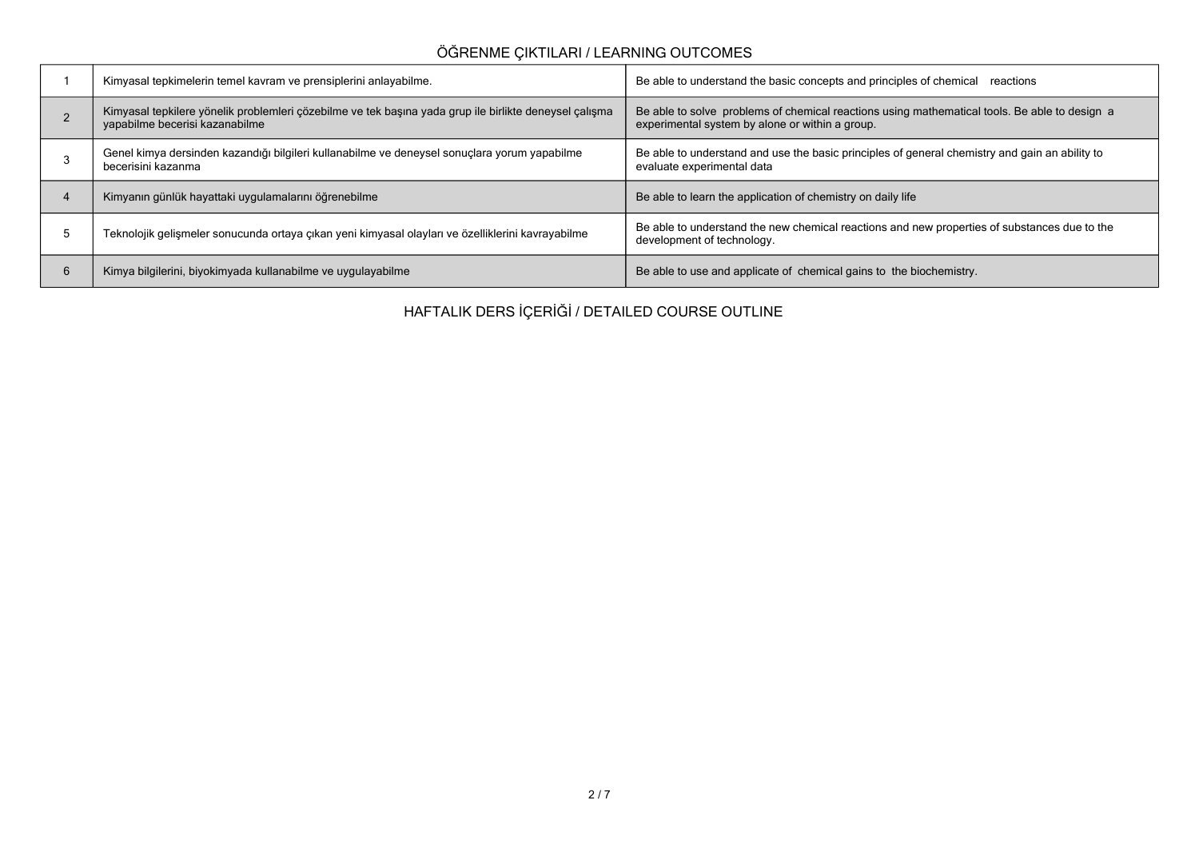## ÖĞRENME ÇIKTILARI / LEARNING OUTCOMES

| | | |
|---|---|---|
| 1 | Kimyasal tepkimelerin temel kavram ve prensiplerini anlayabilme. | Be able to understand the basic concepts and principles of chemical reactions |
| 2 | Kimyasal tepkilere yönelik problemleri çözebilme ve tek başına yada grup ile birlikte deneysel çalışma yapabilme becerisi kazanabilme | Be able to solve problems of chemical reactions using mathematical tools. Be able to design a experimental system by alone or within a group. |
| 3 | Genel kimya dersinden kazandığı bilgileri kullanabilme ve deneysel sonuçlara yorum yapabilme becerisini kazanma | Be able to understand and use the basic principles of general chemistry and gain an ability to evaluate experimental data |
| 4 | Kimyanın günlük hayattaki uygulamalarını öğrenebilme | Be able to learn the application of chemistry on daily life |
| 5 | Teknolojik gelişmeler sonucunda ortaya çıkan yeni kimyasal olayları ve özelliklerini kavrayabilme | Be able to understand the new chemical reactions and new properties of substances due to the development of technology. |
| 6 | Kimya bilgilerini, biyokimyada kullanabilme ve uygulayabilme | Be able to use and applicate of chemical gains to the biochemistry. |

## HAFTALIK DERS İÇERİĞİ / DETAILED COURSE OUTLINE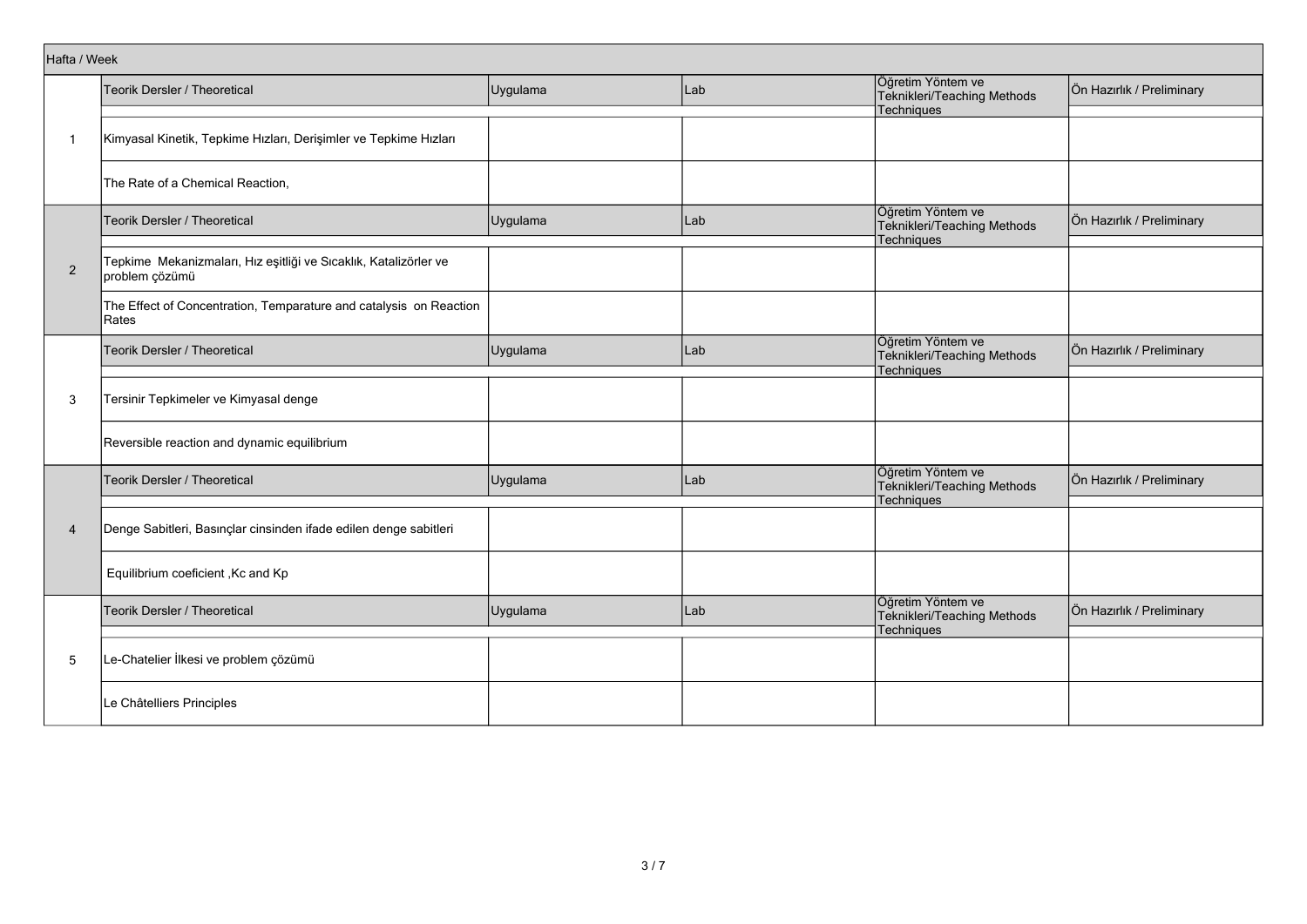| Hafta / Week | | | | | |
|---|---|---|---|---|---|
| 1 | Teorik Dersler / Theoretical | Uygulama | Lab | Öğretim Yöntem ve Teknikleri/Teaching Methods Techniques | Ön Hazırlık / Preliminary |
| | Kimyasal Kinetik, Tepkime Hızları, Derişimler ve Tepkime Hızları | | | | |
| | The Rate of a Chemical Reaction, | | | | |
| 2 | Teorik Dersler / Theoretical | Uygulama | Lab | Öğretim Yöntem ve Teknikleri/Teaching Methods Techniques | Ön Hazırlık / Preliminary |
| | Tepkime Mekanizmaları, Hız eşitliği ve Sıcaklık, Katalizörler ve problem çözümü | | | | |
| | The Effect of Concentration, Temparature and catalysis on Reaction Rates | | | | |
| 3 | Teorik Dersler / Theoretical | Uygulama | Lab | Öğretim Yöntem ve Teknikleri/Teaching Methods Techniques | Ön Hazırlık / Preliminary |
| | Tersinir Tepkimeler ve Kimyasal denge | | | | |
| | Reversible reaction and dynamic equilibrium | | | | |
| 4 | Teorik Dersler / Theoretical | Uygulama | Lab | Öğretim Yöntem ve Teknikleri/Teaching Methods Techniques | Ön Hazırlık / Preliminary |
| | Denge Sabitleri, Basınçlar cinsinden ifade edilen denge sabitleri | | | | |
| | Equilibrium coeficient ,Kc and Kp | | | | |
| 5 | Teorik Dersler / Theoretical | Uygulama | Lab | Öğretim Yöntem ve Teknikleri/Teaching Methods Techniques | Ön Hazırlık / Preliminary |
| | Le-Chatelier İlkesi ve problem çözümü | | | | |
| | Le Châtelliers Principles | | | | |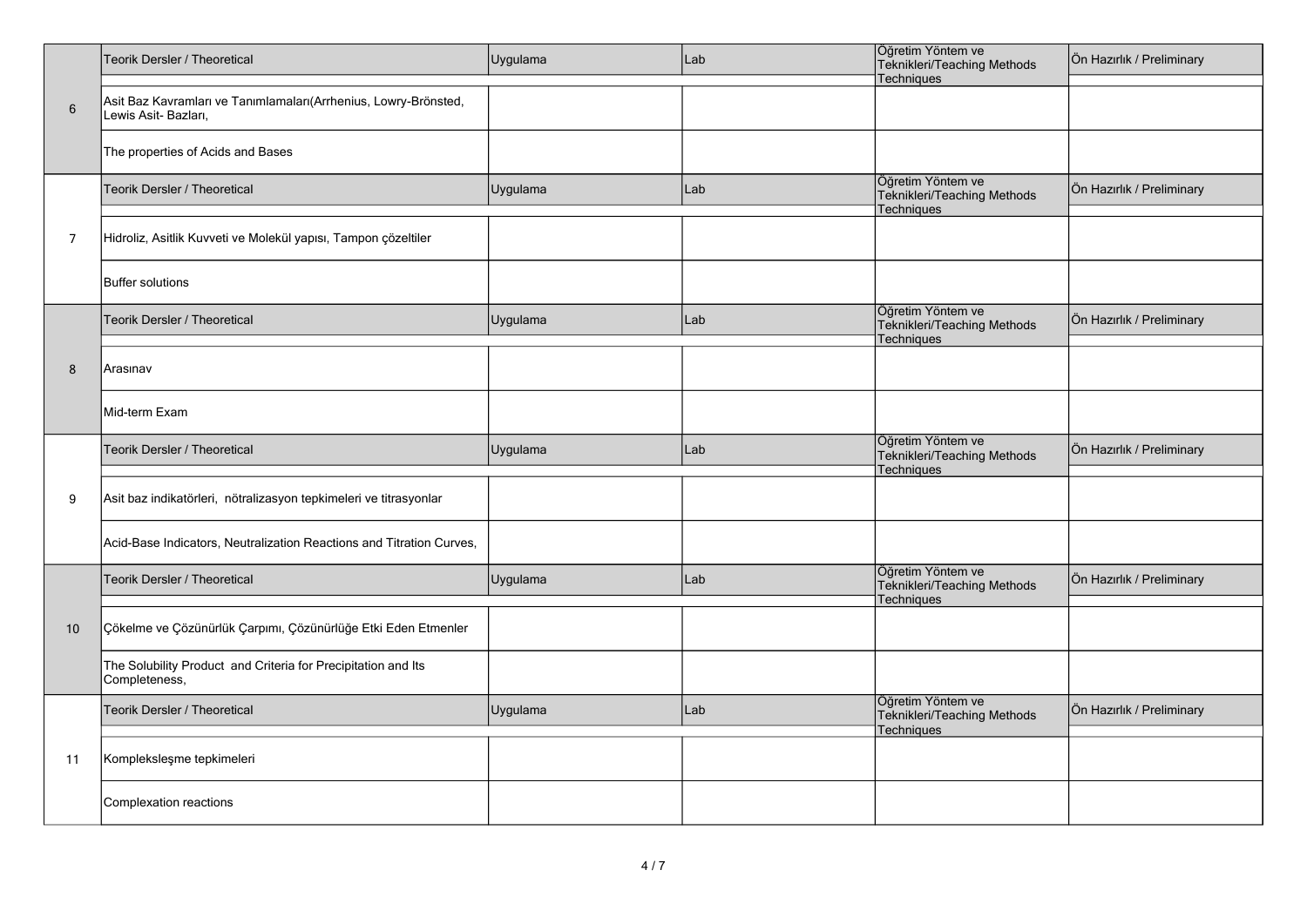| | Teorik Dersler / Theoretical | Uygulama | Lab | Öğretim Yöntem ve Teknikleri/Teaching Methods Techniques | Ön Hazırlık / Preliminary |
|---|---|---|---|---|---|
| 6 | Asit Baz Kavramları ve Tanımlamaları(Arrhenius, Lowry-Brönsted, Lewis Asit- Bazları, | | | | |
| | The properties of Acids and Bases | | | | |
| | Teorik Dersler / Theoretical | Uygulama | Lab | Öğretim Yöntem ve Teknikleri/Teaching Methods Techniques | Ön Hazırlık / Preliminary |
| 7 | Hidroliz, Asitlik Kuvveti ve Molekül yapısı, Tampon çözeltiler | | | | |
| | Buffer solutions | | | | |
| | Teorik Dersler / Theoretical | Uygulama | Lab | Öğretim Yöntem ve Teknikleri/Teaching Methods Techniques | Ön Hazırlık / Preliminary |
| 8 | Arasınav | | | | |
| | Mid-term Exam | | | | |
| | Teorik Dersler / Theoretical | Uygulama | Lab | Öğretim Yöntem ve Teknikleri/Teaching Methods Techniques | Ön Hazırlık / Preliminary |
| 9 | Asit baz indikatörleri, nötralizasyon tepkimeleri ve titrasyonlar | | | | |
| | Acid-Base Indicators, Neutralization Reactions and Titration Curves, | | | | |
| | Teorik Dersler / Theoretical | Uygulama | Lab | Öğretim Yöntem ve Teknikleri/Teaching Methods Techniques | Ön Hazırlık / Preliminary |
| 10 | Çökelme ve Çözünürlük Çarpımı, Çözünürlüğe Etki Eden Etmenler | | | | |
| | The Solubility Product and Criteria for Precipitation and Its Completeness, | | | | |
| | Teorik Dersler / Theoretical | Uygulama | Lab | Öğretim Yöntem ve Teknikleri/Teaching Methods Techniques | Ön Hazırlık / Preliminary |
| 11 | Kompleksleşme tepkimeleri | | | | |
| | Complexation reactions | | | | |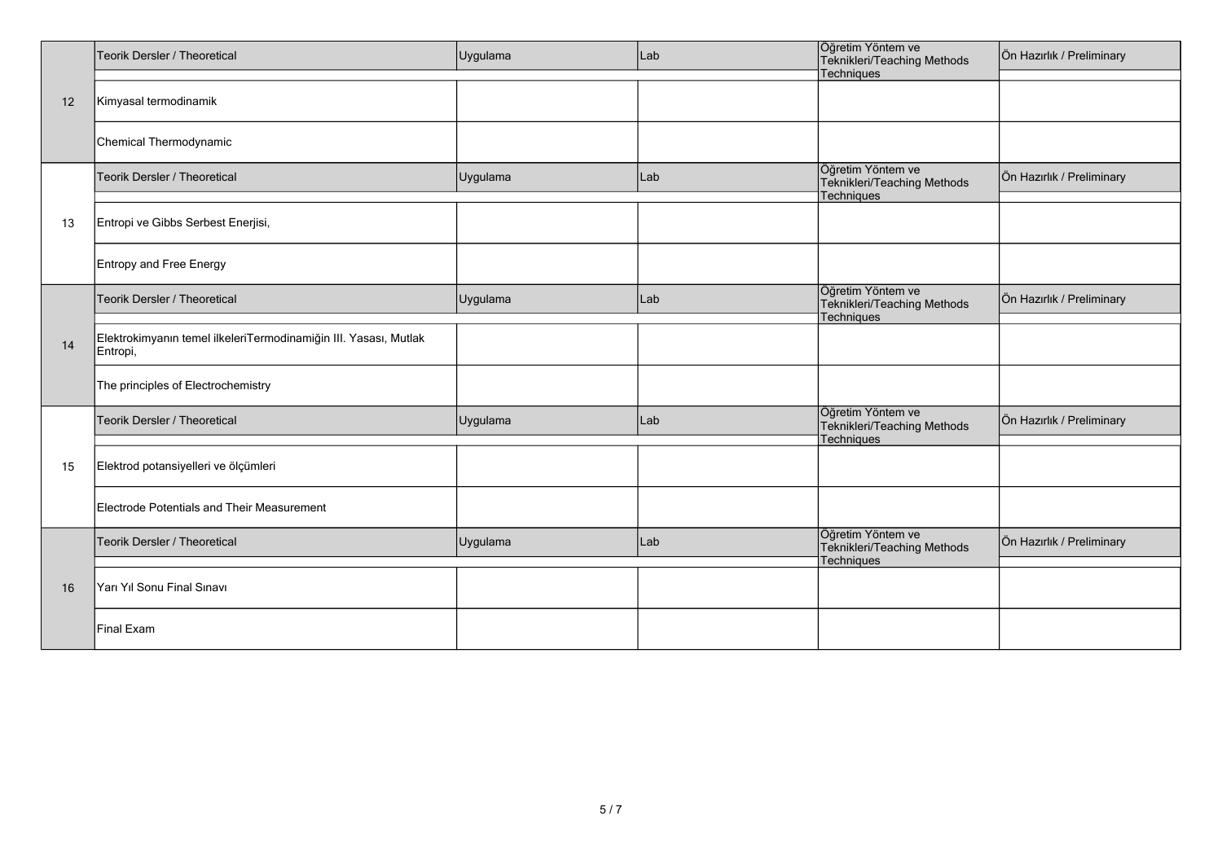| | Teorik Dersler / Theoretical | Uygulama | Lab | Öğretim Yöntem ve Teknikleri/Teaching Methods Techniques | Ön Hazırlık / Preliminary |
|---|---|---|---|---|---|
| 12 | Kimyasal termodinamik | | | | |
| | Chemical Thermodynamic | | | | |
| | Teorik Dersler / Theoretical | Uygulama | Lab | Öğretim Yöntem ve Teknikleri/Teaching Methods Techniques | Ön Hazırlık / Preliminary |
| 13 | Entropi ve Gibbs Serbest Enerjisi, | | | | |
| | Entropy and Free Energy | | | | |
| | Teorik Dersler / Theoretical | Uygulama | Lab | Öğretim Yöntem ve Teknikleri/Teaching Methods Techniques | Ön Hazırlık / Preliminary |
| 14 | Elektrokimyanın temel ilkeleriTermodinamiğin III. Yasası, Mutlak Entropi, | | | | |
| | The principles of Electrochemistry | | | | |
| | Teorik Dersler / Theoretical | Uygulama | Lab | Öğretim Yöntem ve Teknikleri/Teaching Methods Techniques | Ön Hazırlık / Preliminary |
| 15 | Elektrod potansiyelleri ve ölçümleri | | | | |
| | Electrode Potentials and Their Measurement | | | | |
| | Teorik Dersler / Theoretical | Uygulama | Lab | Öğretim Yöntem ve Teknikleri/Teaching Methods Techniques | Ön Hazırlık / Preliminary |
| 16 | Yarı Yıl Sonu Final Sınavı | | | | |
| | Final Exam | | | | |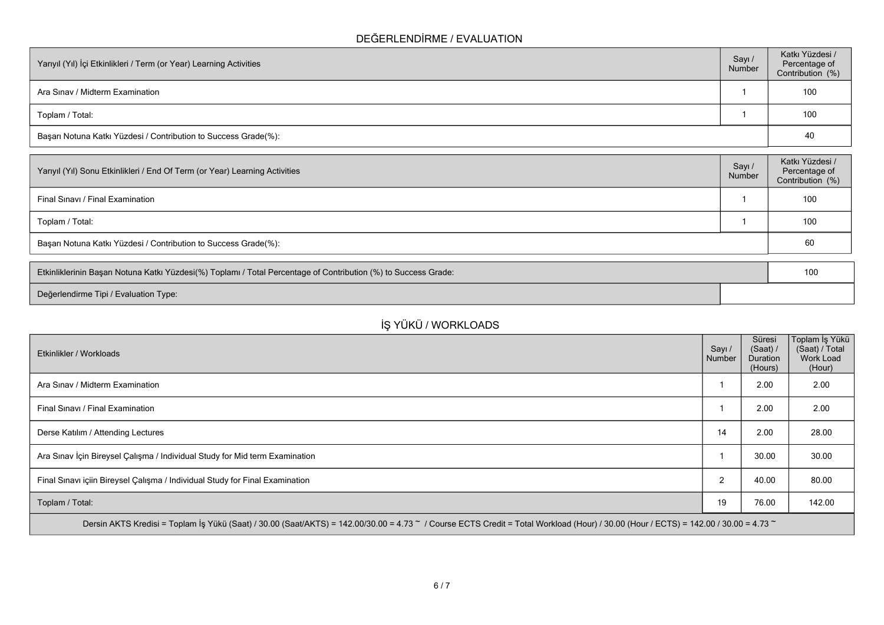## DEĞERLENDİRME / EVALUATION

| Yarıyıl (Yıl) İçi Etkinlikleri / Term (or Year) Learning Activities | Sayı / Number | Katkı Yüzdesi / Percentage of Contribution (%) |
|---|---|---|
| Ara Sınav / Midterm Examination | 1 | 100 |
| Toplam / Total: | 1 | 100 |
| Başarı Notuna Katkı Yüzdesi / Contribution to Success Grade(%): | | 40 |

| Yarıyıl (Yıl) Sonu Etkinlikleri / End Of Term (or Year) Learning Activities | Sayı / Number | Katkı Yüzdesi / Percentage of Contribution (%) |
|---|---|---|
| Final Sınavı / Final Examination | 1 | 100 |
| Toplam / Total: | 1 | 100 |
| Başarı Notuna Katkı Yüzdesi / Contribution to Success Grade(%): | | 60 |

| Etkinliklerinin Başarı Notuna Katkı Yüzdesi(%) Toplamı / Total Percentage of Contribution (%) to Success Grade: | 100 |
|---|---|
| Değerlendirme Tipi / Evaluation Type: | |

## İŞ YÜKÜ / WORKLOADS

| Etkinlikler / Workloads | Sayı / Number | Süresi (Saat) / Duration (Hours) | Toplam İş Yükü (Saat) / Total Work Load (Hour) |
|---|---|---|---|
| Ara Sınav / Midterm Examination | 1 | 2.00 | 2.00 |
| Final Sınavı / Final Examination | 1 | 2.00 | 2.00 |
| Derse Katılım / Attending Lectures | 14 | 2.00 | 28.00 |
| Ara Sınav İçin Bireysel Çalışma / Individual Study for Mid term Examination | 1 | 30.00 | 30.00 |
| Final Sınavı içiin Bireysel Çalışma / Individual Study for Final Examination | 2 | 40.00 | 80.00 |
| Toplam / Total: | 19 | 76.00 | 142.00 |

Dersin AKTS Kredisi = Toplam İş Yükü (Saat) / 30.00 (Saat/AKTS) = 142.00/30.00 = 4.73 ~ / Course ECTS Credit = Total Workload (Hour) / 30.00 (Hour / ECTS) = 142.00 / 30.00 = 4.73 ~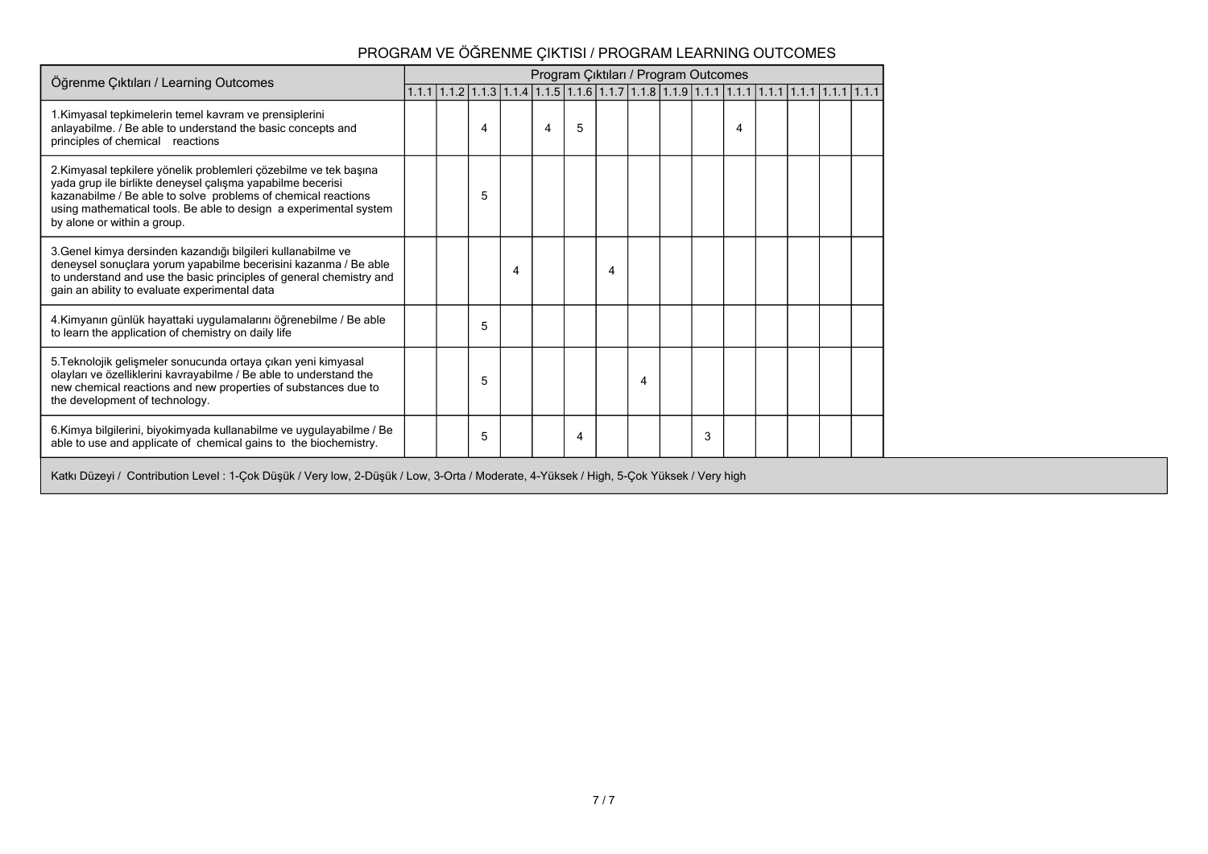## PROGRAM VE ÖĞRENME ÇIKTISI / PROGRAM LEARNING OUTCOMES

| Öğrenme Çıktıları / Learning Outcomes | Program Çıktıları / Program Outcomes | | | | | | | | | | | | | | |
|---|---|---|---|---|---|---|---|---|---|---|---|---|---|---|---|
| | 1.1.1 | 1.1.2 | 1.1.3 | 1.1.4 | 1.1.5 | 1.1.6 | 1.1.7 | 1.1.8 | 1.1.9 | 1.1.1 | 1.1.1 | 1.1.1 | 1.1.1 | 1.1.1 | 1.1.1 |
| 1.Kimyasal tepkimelerin temel kavram ve prensiplerini anlayabilme. / Be able to understand the basic concepts and principles of chemical reactions | | | 4 | | 4 | 5 | | | | | 4 | | | | |
| 2.Kimyasal tepkilere yönelik problemleri çözebilme ve tek başına yada grup ile birlikte deneysel çalışma yapabilme becerisi kazanabilme / Be able to solve problems of chemical reactions using mathematical tools. Be able to design a experimental system by alone or within a group. | | | 5 | | | | | | | | | | | | |
| 3.Genel kimya dersinden kazandığı bilgileri kullanabilme ve deneysel sonuçlara yorum yapabilme becerisini kazanma / Be able to understand and use the basic principles of general chemistry and gain an ability to evaluate experimental data | | | | 4 | | | 4 | | | | | | | | |
| 4.Kimyanın günlük hayattaki uygulamalarını öğrenebilme / Be able to learn the application of chemistry on daily life | | | 5 | | | | | | | | | | | | |
| 5.Teknolojik gelişmeler sonucunda ortaya çıkan yeni kimyasal olayları ve özelliklerini kavrayabilme / Be able to understand the new chemical reactions and new properties of substances due to the development of technology. | | | 5 | | | | | 4 | | | | | | | |
| 6.Kimya bilgilerini, biyokimyada kullanabilme ve uygulayabilme / Be able to use and applicate of chemical gains to the biochemistry. | | | 5 | | | 4 | | | | 3 | | | | | |

Katkı Düzeyi / Contribution Level : 1-Çok Düşük / Very low, 2-Düşük / Low, 3-Orta / Moderate, 4-Yüksek / High, 5-Çok Yüksek / Very high